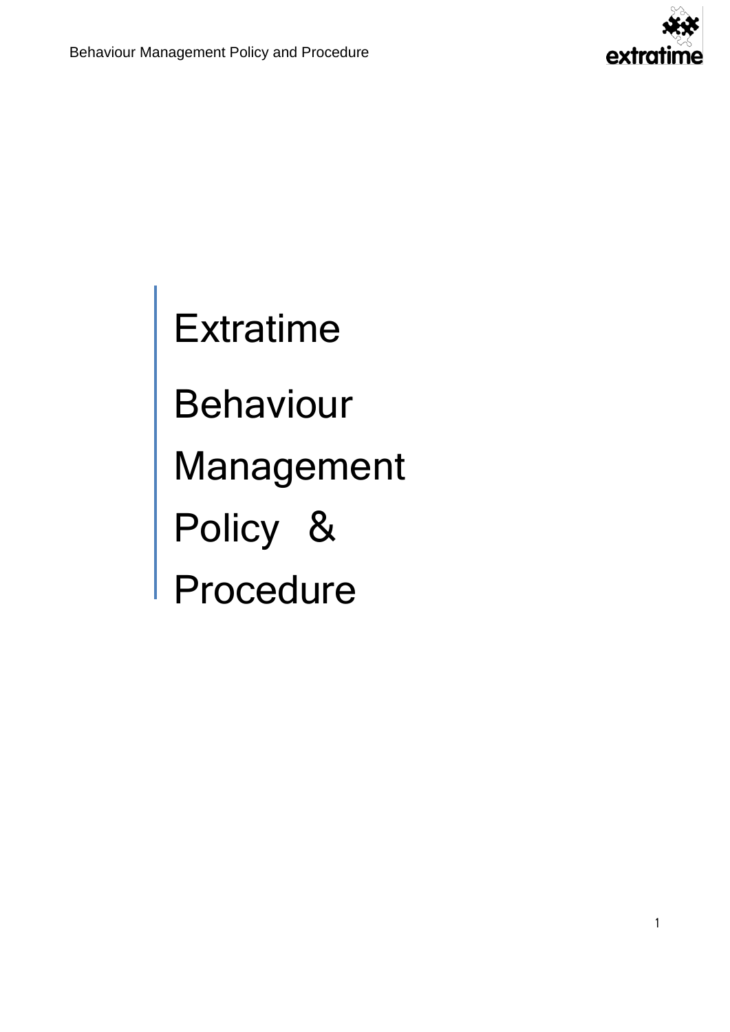# Extratime

# Behaviour Management Policy & Procedure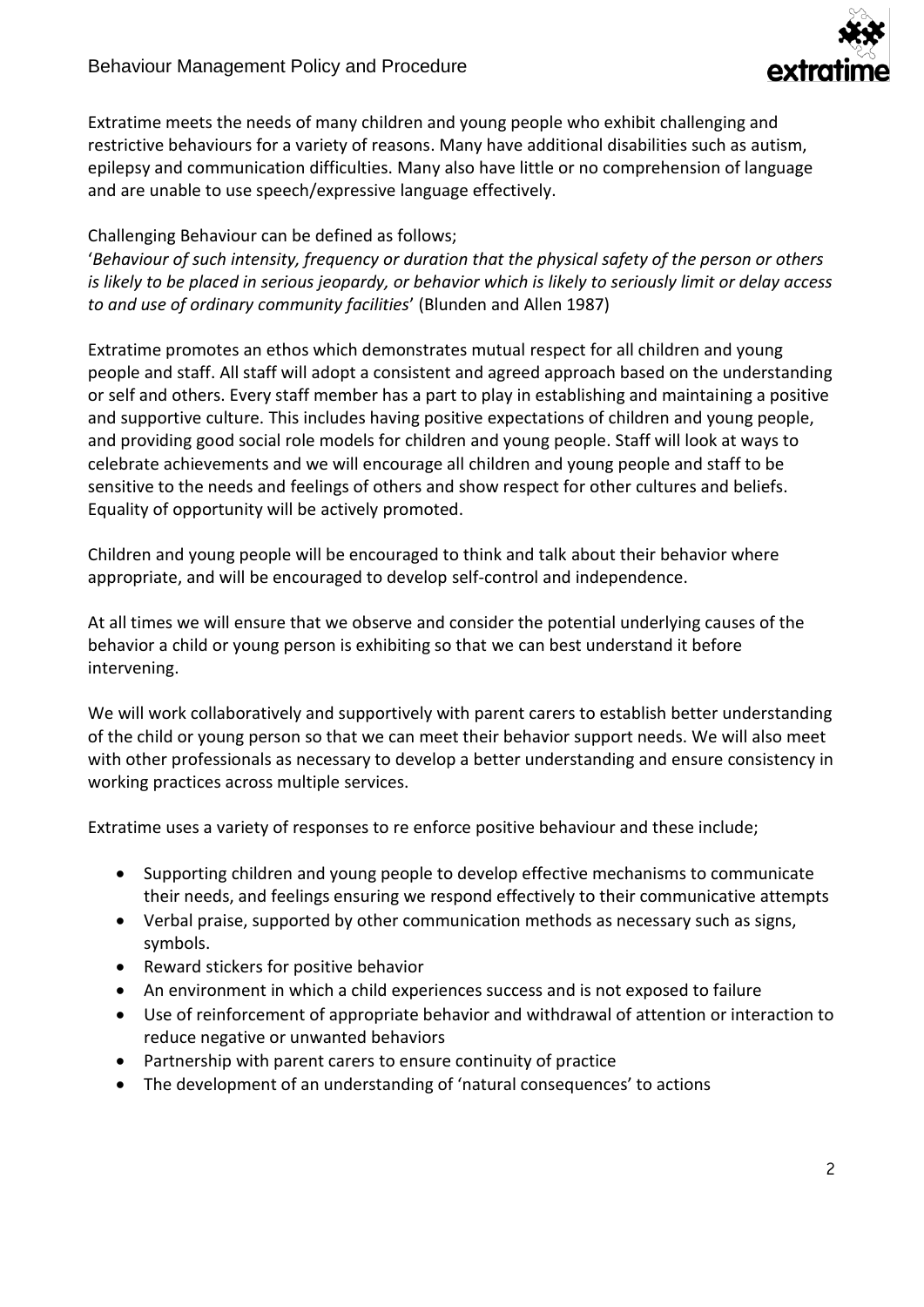Extratime meets the needs of many children and young people who exhibit challenging and restrictive behaviours for a variety of reasons. Many have additional disabilities such as autism, epilepsy and communication difficulties. Many also have little or no comprehension of language and are unable to use speech/expressive language effectively.

Challenging Behaviour can be defined as follows;
'*Behaviour of such intensity, frequency or duration that the physical safety of the person or others is likely to be placed in serious jeopardy, or behavior which is likely to seriously limit or delay access to and use of ordinary community facilities*' (Blunden and Allen 1987)

Extratime promotes an ethos which demonstrates mutual respect for all children and young people and staff. All staff will adopt a consistent and agreed approach based on the understanding or self and others. Every staff member has a part to play in establishing and maintaining a positive and supportive culture. This includes having positive expectations of children and young people, and providing good social role models for children and young people. Staff will look at ways to celebrate achievements and we will encourage all children and young people and staff to be sensitive to the needs and feelings of others and show respect for other cultures and beliefs. Equality of opportunity will be actively promoted.

Children and young people will be encouraged to think and talk about their behavior where appropriate, and will be encouraged to develop self-control and independence.

At all times we will ensure that we observe and consider the potential underlying causes of the behavior a child or young person is exhibiting so that we can best understand it before intervening.

We will work collaboratively and supportively with parent carers to establish better understanding of the child or young person so that we can meet their behavior support needs. We will also meet with other professionals as necessary to develop a better understanding and ensure consistency in working practices across multiple services.

Extratime uses a variety of responses to re enforce positive behaviour and these include;

- Supporting children and young people to develop effective mechanisms to communicate their needs, and feelings ensuring we respond effectively to their communicative attempts
- Verbal praise, supported by other communication methods as necessary such as signs, symbols.
- Reward stickers for positive behavior
- An environment in which a child experiences success and is not exposed to failure
- Use of reinforcement of appropriate behavior and withdrawal of attention or interaction to reduce negative or unwanted behaviors
- Partnership with parent carers to ensure continuity of practice
- The development of an understanding of 'natural consequences' to actions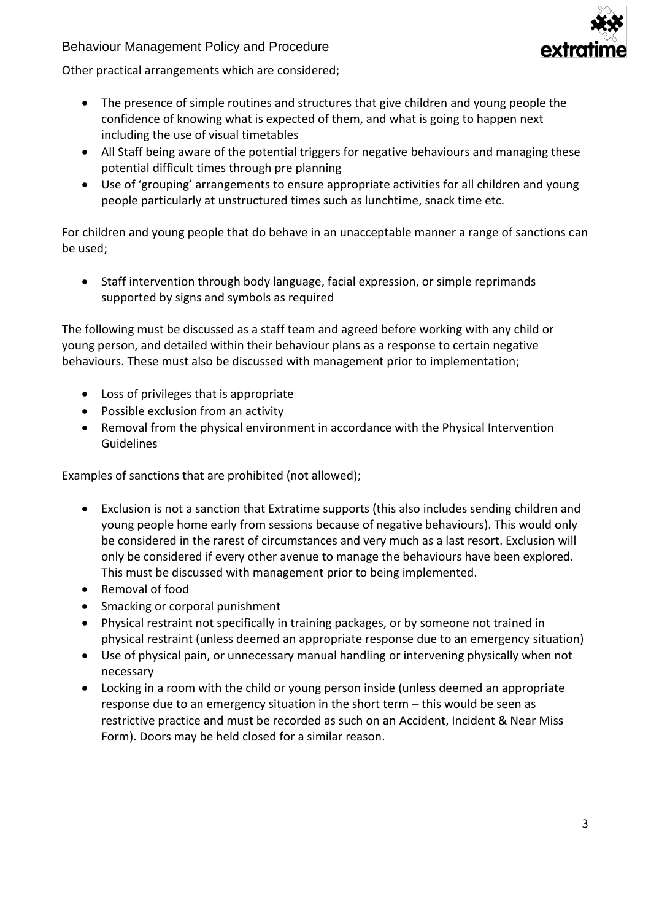Other practical arrangements which are considered;

- The presence of simple routines and structures that give children and young people the confidence of knowing what is expected of them, and what is going to happen next including the use of visual timetables
- All Staff being aware of the potential triggers for negative behaviours and managing these potential difficult times through pre planning
- Use of 'grouping' arrangements to ensure appropriate activities for all children and young people particularly at unstructured times such as lunchtime, snack time etc.

For children and young people that do behave in an unacceptable manner a range of sanctions can be used;

- Staff intervention through body language, facial expression, or simple reprimands supported by signs and symbols as required

The following must be discussed as a staff team and agreed before working with any child or young person, and detailed within their behaviour plans as a response to certain negative behaviours. These must also be discussed with management prior to implementation;

- Loss of privileges that is appropriate
- Possible exclusion from an activity
- Removal from the physical environment in accordance with the Physical Intervention Guidelines

Examples of sanctions that are prohibited (not allowed);

- Exclusion is not a sanction that Extratime supports (this also includes sending children and young people home early from sessions because of negative behaviours). This would only be considered in the rarest of circumstances and very much as a last resort. Exclusion will only be considered if every other avenue to manage the behaviours have been explored. This must be discussed with management prior to being implemented.
- Removal of food
- Smacking or corporal punishment
- Physical restraint not specifically in training packages, or by someone not trained in physical restraint (unless deemed an appropriate response due to an emergency situation)
- Use of physical pain, or unnecessary manual handling or intervening physically when not necessary
- Locking in a room with the child or young person inside (unless deemed an appropriate response due to an emergency situation in the short term – this would be seen as restrictive practice and must be recorded as such on an Accident, Incident & Near Miss Form). Doors may be held closed for a similar reason.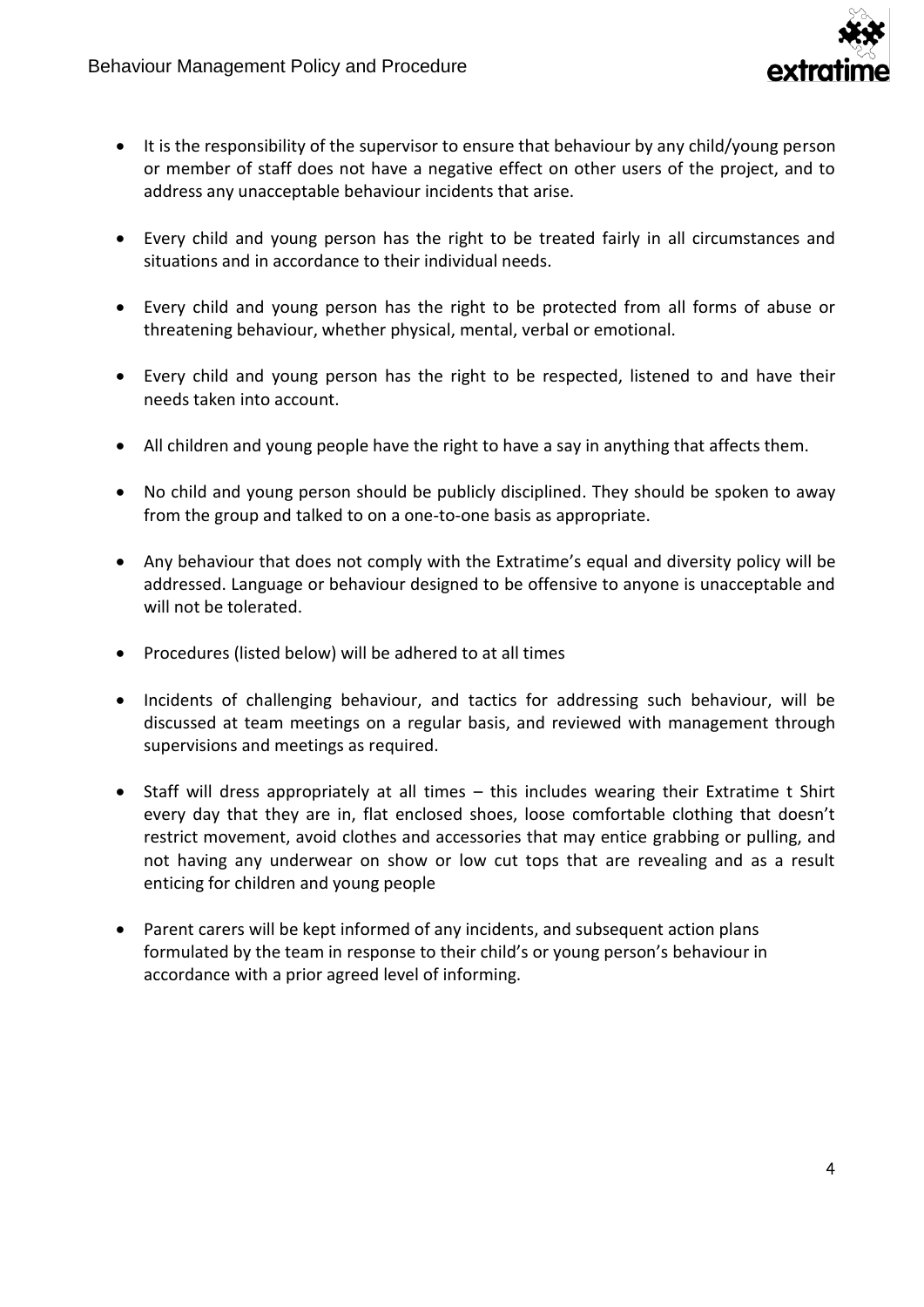- It is the responsibility of the supervisor to ensure that behaviour by any child/young person or member of staff does not have a negative effect on other users of the project, and to address any unacceptable behaviour incidents that arise.

- Every child and young person has the right to be treated fairly in all circumstances and situations and in accordance to their individual needs.

- Every child and young person has the right to be protected from all forms of abuse or threatening behaviour, whether physical, mental, verbal or emotional.

- Every child and young person has the right to be respected, listened to and have their needs taken into account.

- All children and young people have the right to have a say in anything that affects them.

- No child and young person should be publicly disciplined. They should be spoken to away from the group and talked to on a one-to-one basis as appropriate.

- Any behaviour that does not comply with the Extratime's equal and diversity policy will be addressed. Language or behaviour designed to be offensive to anyone is unacceptable and will not be tolerated.

- Procedures (listed below) will be adhered to at all times

- Incidents of challenging behaviour, and tactics for addressing such behaviour, will be discussed at team meetings on a regular basis, and reviewed with management through supervisions and meetings as required.

- Staff will dress appropriately at all times – this includes wearing their Extratime t Shirt every day that they are in, flat enclosed shoes, loose comfortable clothing that doesn't restrict movement, avoid clothes and accessories that may entice grabbing or pulling, and not having any underwear on show or low cut tops that are revealing and as a result enticing for children and young people

- Parent carers will be kept informed of any incidents, and subsequent action plans formulated by the team in response to their child's or young person's behaviour in accordance with a prior agreed level of informing.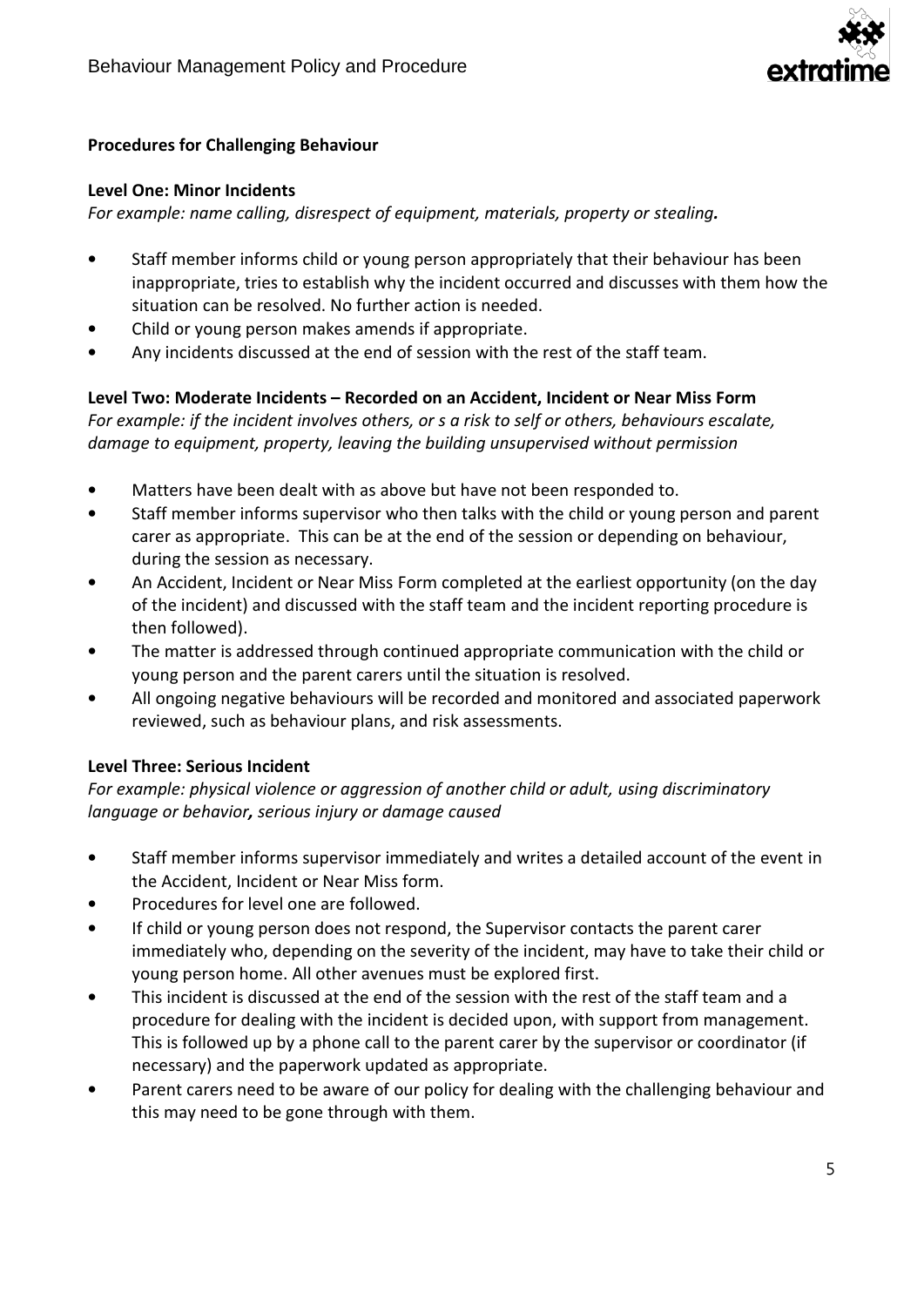**Procedures for Challenging Behaviour**

**Level One: Minor Incidents**

*For example: name calling, disrespect of equipment, materials, property or stealing.*

- Staff member informs child or young person appropriately that their behaviour has been inappropriate, tries to establish why the incident occurred and discusses with them how the situation can be resolved. No further action is needed.
- Child or young person makes amends if appropriate.
- Any incidents discussed at the end of session with the rest of the staff team.

**Level Two: Moderate Incidents – Recorded on an Accident, Incident or Near Miss Form**

*For example: if the incident involves others, or s a risk to self or others, behaviours escalate, damage to equipment, property, leaving the building unsupervised without permission*

- Matters have been dealt with as above but have not been responded to.
- Staff member informs supervisor who then talks with the child or young person and parent carer as appropriate. This can be at the end of the session or depending on behaviour, during the session as necessary.
- An Accident, Incident or Near Miss Form completed at the earliest opportunity (on the day of the incident) and discussed with the staff team and the incident reporting procedure is then followed).
- The matter is addressed through continued appropriate communication with the child or young person and the parent carers until the situation is resolved.
- All ongoing negative behaviours will be recorded and monitored and associated paperwork reviewed, such as behaviour plans, and risk assessments.

**Level Three: Serious Incident**

*For example: physical violence or aggression of another child or adult, using discriminatory language or behavior, serious injury or damage caused*

- Staff member informs supervisor immediately and writes a detailed account of the event in the Accident, Incident or Near Miss form.
- Procedures for level one are followed.
- If child or young person does not respond, the Supervisor contacts the parent carer immediately who, depending on the severity of the incident, may have to take their child or young person home. All other avenues must be explored first.
- This incident is discussed at the end of the session with the rest of the staff team and a procedure for dealing with the incident is decided upon, with support from management. This is followed up by a phone call to the parent carer by the supervisor or coordinator (if necessary) and the paperwork updated as appropriate.
- Parent carers need to be aware of our policy for dealing with the challenging behaviour and this may need to be gone through with them.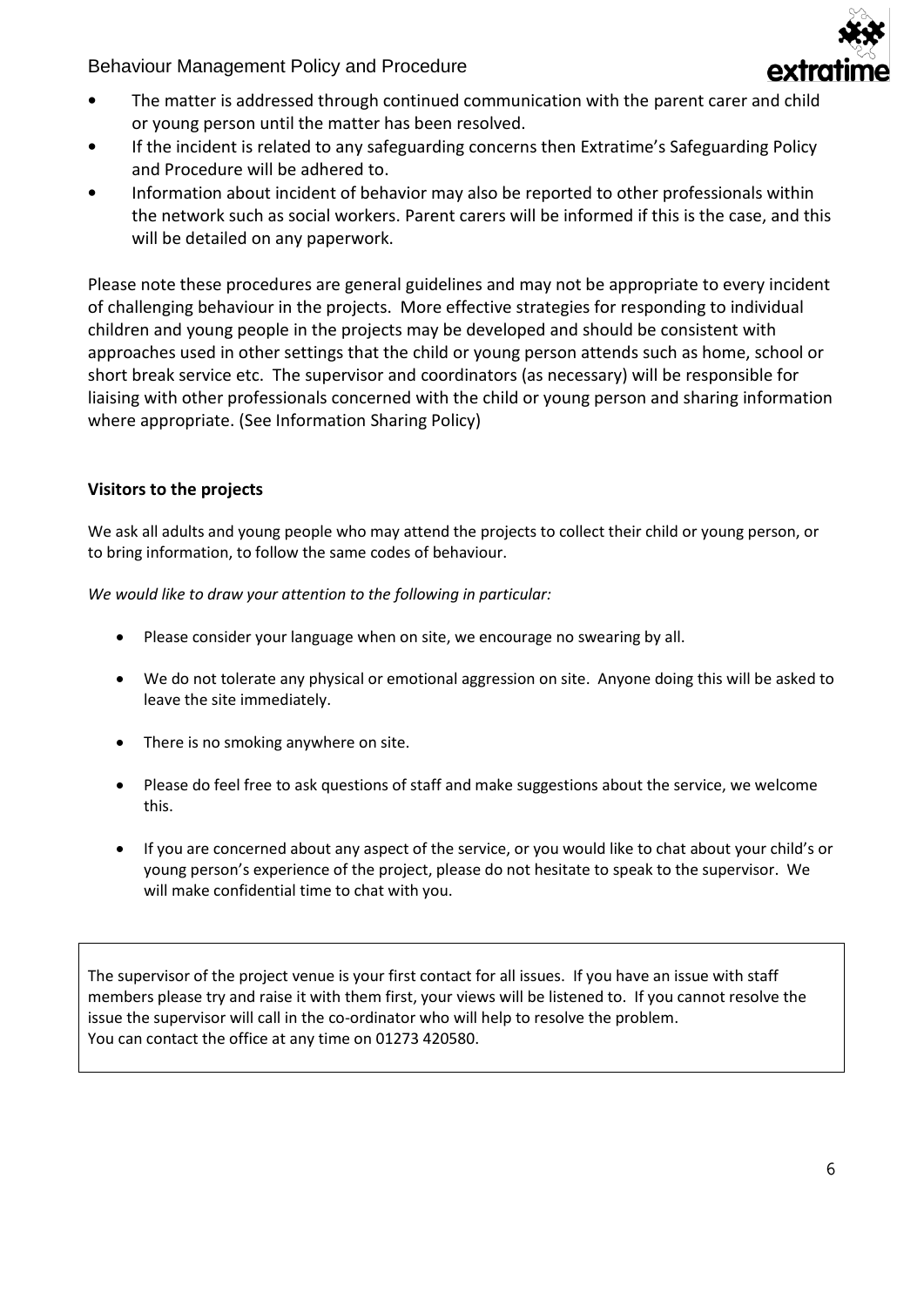- The matter is addressed through continued communication with the parent carer and child or young person until the matter has been resolved.
- If the incident is related to any safeguarding concerns then Extratime's Safeguarding Policy and Procedure will be adhered to.
- Information about incident of behavior may also be reported to other professionals within the network such as social workers. Parent carers will be informed if this is the case, and this will be detailed on any paperwork.

Please note these procedures are general guidelines and may not be appropriate to every incident of challenging behaviour in the projects. More effective strategies for responding to individual children and young people in the projects may be developed and should be consistent with approaches used in other settings that the child or young person attends such as home, school or short break service etc. The supervisor and coordinators (as necessary) will be responsible for liaising with other professionals concerned with the child or young person and sharing information where appropriate. (See Information Sharing Policy)

**Visitors to the projects**

We ask all adults and young people who may attend the projects to collect their child or young person, or to bring information, to follow the same codes of behaviour.

*We would like to draw your attention to the following in particular:*

- Please consider your language when on site, we encourage no swearing by all.
- We do not tolerate any physical or emotional aggression on site. Anyone doing this will be asked to leave the site immediately.
- There is no smoking anywhere on site.
- Please do feel free to ask questions of staff and make suggestions about the service, we welcome this.
- If you are concerned about any aspect of the service, or you would like to chat about your child's or young person's experience of the project, please do not hesitate to speak to the supervisor. We will make confidential time to chat with you.

The supervisor of the project venue is your first contact for all issues. If you have an issue with staff members please try and raise it with them first, your views will be listened to. If you cannot resolve the issue the supervisor will call in the co-ordinator who will help to resolve the problem.
You can contact the office at any time on 01273 420580.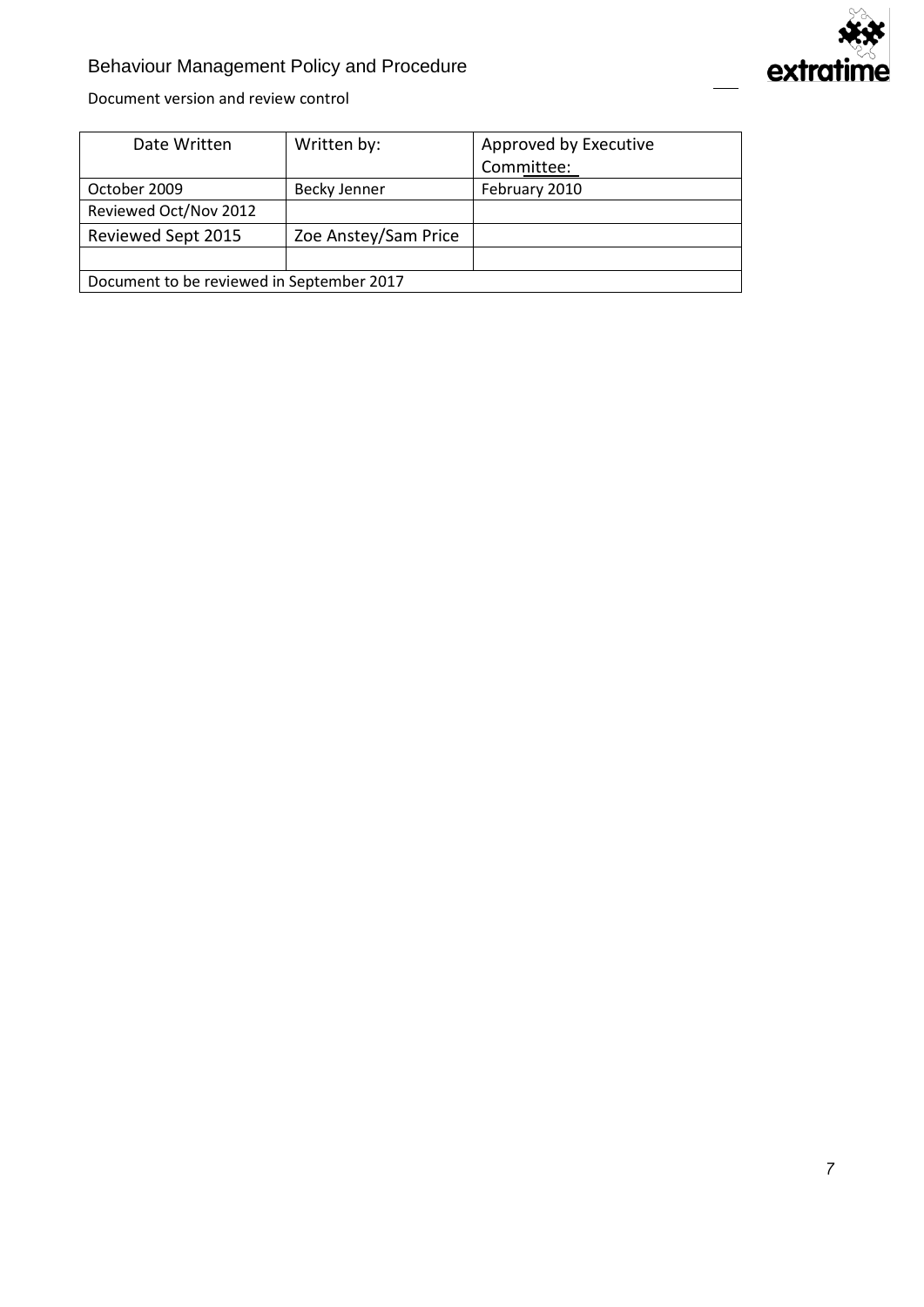Document version and review control

| Date Written | Written by: | Approved by Executive Committee: |
|---|---|---|
| October 2009 | Becky Jenner | February 2010 |
| Reviewed Oct/Nov 2012 | | |
| Reviewed Sept 2015 | Zoe Anstey/Sam Price | |
| | | |
| Document to be reviewed in September 2017 | | |